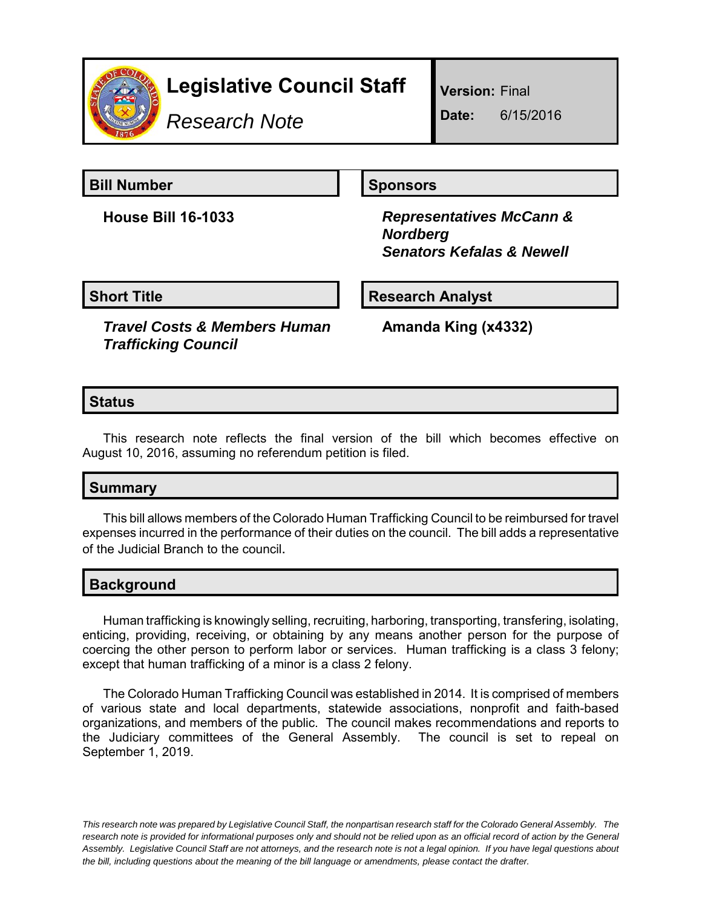# Legislative Council Staff

*Research Note*

**Version:** Final

**Date:** 6/15/2016

## Bill Number

**House Bill 16-1033**

## Sponsors

***Representatives McCann & Nordberg***
***Senators Kefalas & Newell***

## Short Title

***Travel Costs & Members Human Trafficking Council***

## Research Analyst

**Amanda King (x4332)**

## Status

This research note reflects the final version of the bill which becomes effective on August 10, 2016, assuming no referendum petition is filed.

## Summary

This bill allows members of the Colorado Human Trafficking Council to be reimbursed for travel expenses incurred in the performance of their duties on the council. The bill adds a representative of the Judicial Branch to the council.

## Background

Human trafficking is knowingly selling, recruiting, harboring, transporting, transfering, isolating, enticing, providing, receiving, or obtaining by any means another person for the purpose of coercing the other person to perform labor or services. Human trafficking is a class 3 felony; except that human trafficking of a minor is a class 2 felony.

The Colorado Human Trafficking Council was established in 2014. It is comprised of members of various state and local departments, statewide associations, nonprofit and faith-based organizations, and members of the public. The council makes recommendations and reports to the Judiciary committees of the General Assembly. The council is set to repeal on September 1, 2019.

*This research note was prepared by Legislative Council Staff, the nonpartisan research staff for the Colorado General Assembly. The research note is provided for informational purposes only and should not be relied upon as an official record of action by the General Assembly. Legislative Council Staff are not attorneys, and the research note is not a legal opinion. If you have legal questions about the bill, including questions about the meaning of the bill language or amendments, please contact the drafter.*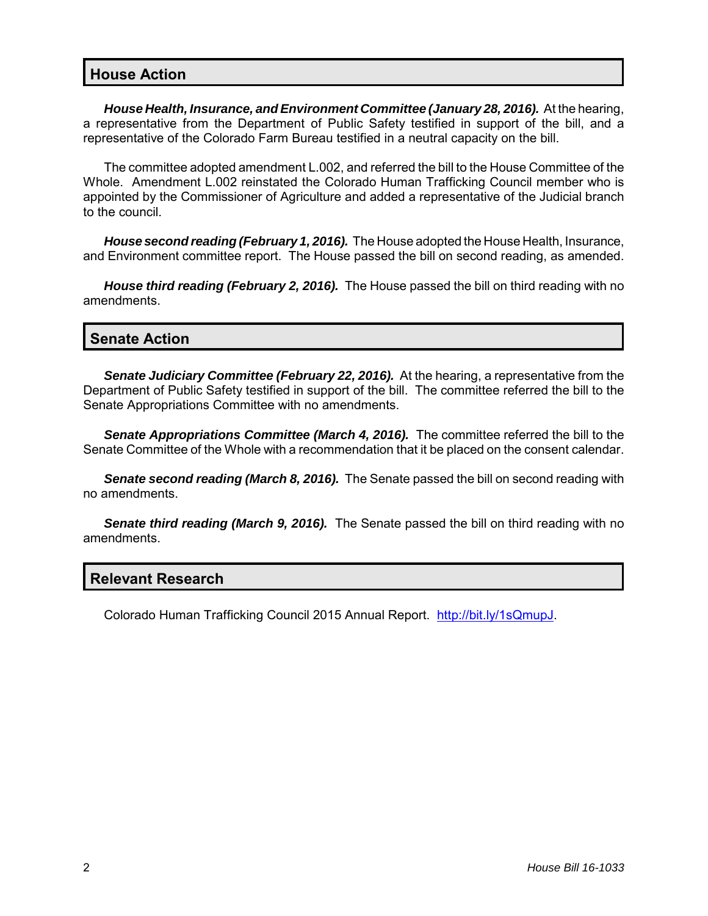## House Action

***House Health, Insurance, and Environment Committee (January 28, 2016).*** At the hearing, a representative from the Department of Public Safety testified in support of the bill, and a representative of the Colorado Farm Bureau testified in a neutral capacity on the bill.

The committee adopted amendment L.002, and referred the bill to the House Committee of the Whole. Amendment L.002 reinstated the Colorado Human Trafficking Council member who is appointed by the Commissioner of Agriculture and added a representative of the Judicial branch to the council.

***House second reading (February 1, 2016).*** The House adopted the House Health, Insurance, and Environment committee report. The House passed the bill on second reading, as amended.

***House third reading (February 2, 2016).*** The House passed the bill on third reading with no amendments.

## Senate Action

***Senate Judiciary Committee (February 22, 2016).*** At the hearing, a representative from the Department of Public Safety testified in support of the bill. The committee referred the bill to the Senate Appropriations Committee with no amendments.

***Senate Appropriations Committee (March 4, 2016).*** The committee referred the bill to the Senate Committee of the Whole with a recommendation that it be placed on the consent calendar.

***Senate second reading (March 8, 2016).*** The Senate passed the bill on second reading with no amendments.

***Senate third reading (March 9, 2016).*** The Senate passed the bill on third reading with no amendments.

## Relevant Research

Colorado Human Trafficking Council 2015 Annual Report. [http://bit.ly/1sQmupJ](http://bit.ly/1sQmupJ).